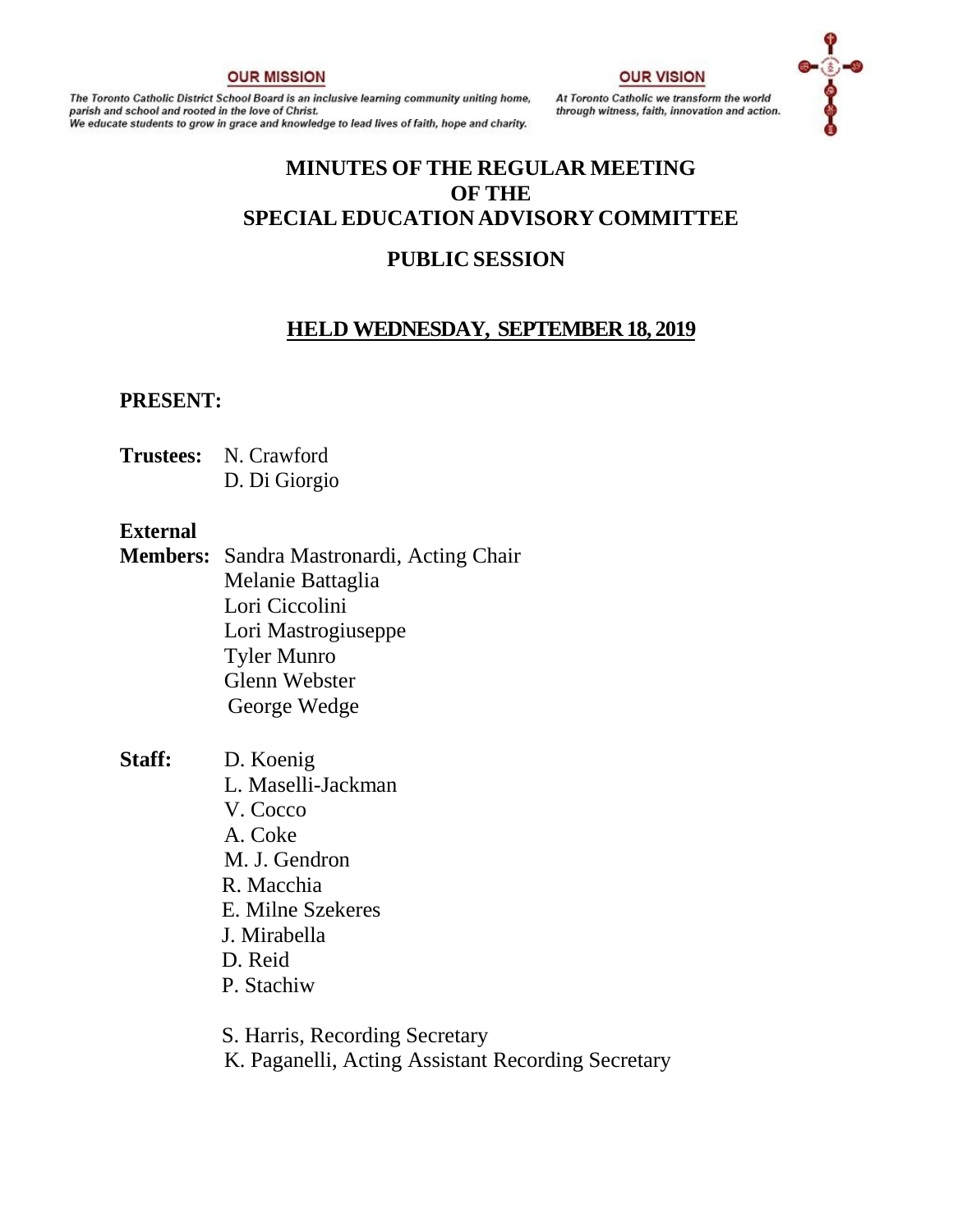**OUR MISSION**

*The Toronto Catholic District School Board is an inclusive learning community uniting home, parish and school and rooted in the love of Christ.*
*We educate students to grow in grace and knowledge to lead lives of faith, hope and charity.*

**OUR VISION**

*At Toronto Catholic we transform the world through witness, faith, innovation and action.*

# MINUTES OF THE REGULAR MEETING OF THE SPECIAL EDUCATION ADVISORY COMMITTEE

## PUBLIC SESSION

## HELD WEDNESDAY, SEPTEMBER 18, 2019

**PRESENT:**

**Trustees:** N. Crawford
D. Di Giorgio

**External Members:** Sandra Mastronardi, Acting Chair
Melanie Battaglia
Lori Ciccolini
Lori Mastrogiuseppe
Tyler Munro
Glenn Webster
George Wedge

**Staff:** D. Koenig
L. Maselli-Jackman
V. Cocco
A. Coke
M. J. Gendron
R. Macchia
E. Milne Szekeres
J. Mirabella
D. Reid
P. Stachiw

S. Harris, Recording Secretary
K. Paganelli, Acting Assistant Recording Secretary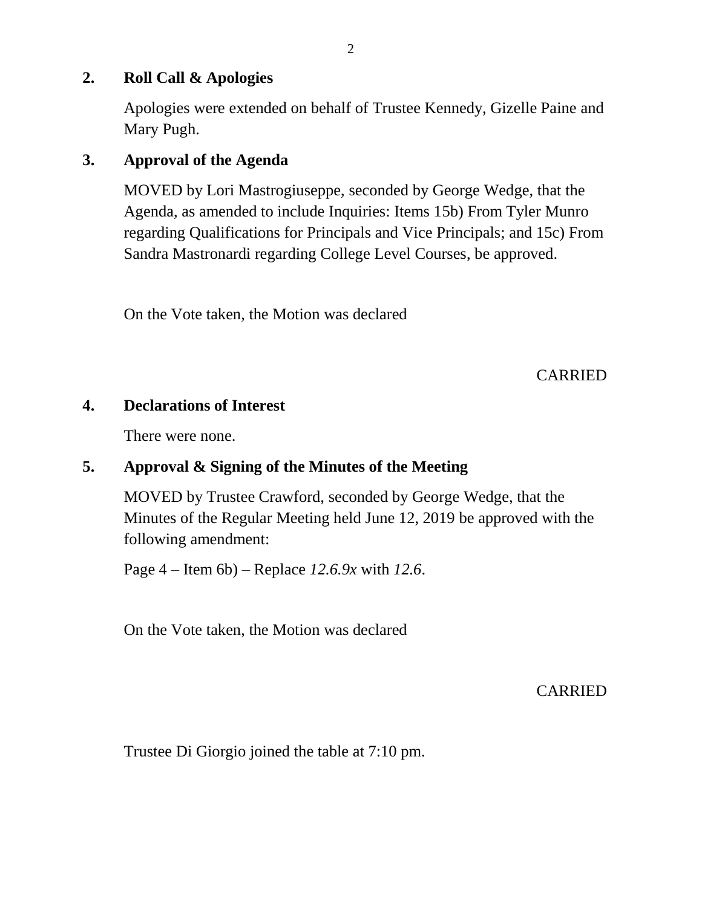## 2. Roll Call & Apologies

Apologies were extended on behalf of Trustee Kennedy, Gizelle Paine and Mary Pugh.

## 3. Approval of the Agenda

MOVED by Lori Mastrogiuseppe, seconded by George Wedge, that the Agenda, as amended to include Inquiries: Items 15b) From Tyler Munro regarding Qualifications for Principals and Vice Principals; and 15c) From Sandra Mastronardi regarding College Level Courses, be approved.

On the Vote taken, the Motion was declared

CARRIED

## 4. Declarations of Interest

There were none.

## 5. Approval & Signing of the Minutes of the Meeting

MOVED by Trustee Crawford, seconded by George Wedge, that the Minutes of the Regular Meeting held June 12, 2019 be approved with the following amendment:

Page 4 – Item 6b) – Replace *12.6.9x* with *12.6*.

On the Vote taken, the Motion was declared

CARRIED

Trustee Di Giorgio joined the table at 7:10 pm.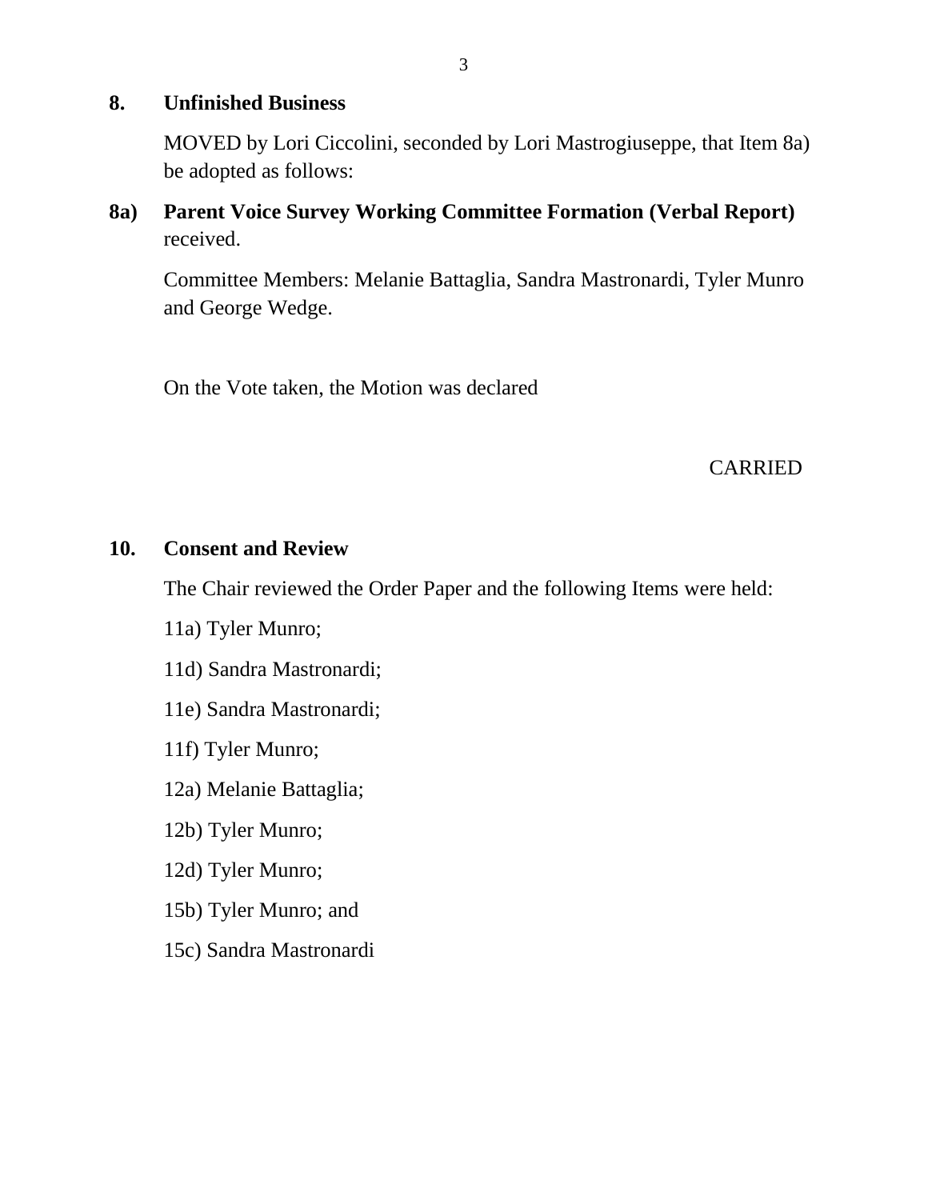## 8. Unfinished Business

MOVED by Lori Ciccolini, seconded by Lori Mastrogiuseppe, that Item 8a) be adopted as follows:

**8a) Parent Voice Survey Working Committee Formation (Verbal Report)** received.

Committee Members: Melanie Battaglia, Sandra Mastronardi, Tyler Munro and George Wedge.

On the Vote taken, the Motion was declared

CARRIED

## 10. Consent and Review

The Chair reviewed the Order Paper and the following Items were held:

11a) Tyler Munro;

11d) Sandra Mastronardi;

11e) Sandra Mastronardi;

11f) Tyler Munro;

12a) Melanie Battaglia;

12b) Tyler Munro;

12d) Tyler Munro;

15b) Tyler Munro; and

15c) Sandra Mastronardi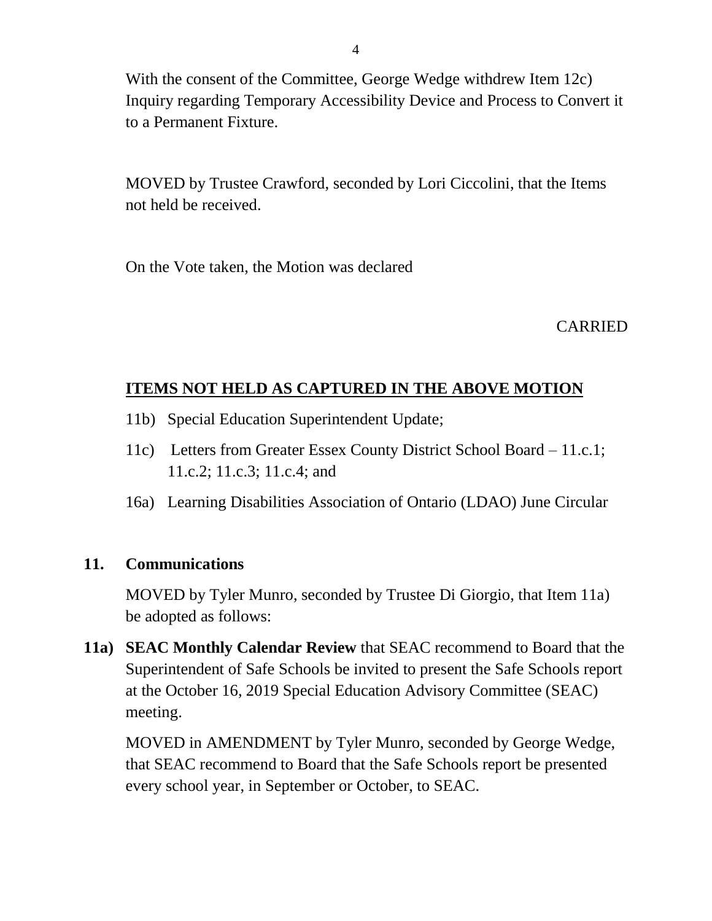With the consent of the Committee, George Wedge withdrew Item 12c) Inquiry regarding Temporary Accessibility Device and Process to Convert it to a Permanent Fixture.

MOVED by Trustee Crawford, seconded by Lori Ciccolini, that the Items not held be received.

On the Vote taken, the Motion was declared

CARRIED

**ITEMS NOT HELD AS CAPTURED IN THE ABOVE MOTION**

11b) Special Education Superintendent Update;

11c) Letters from Greater Essex County District School Board – 11.c.1; 11.c.2; 11.c.3; 11.c.4; and

16a) Learning Disabilities Association of Ontario (LDAO) June Circular

**11. Communications**

MOVED by Tyler Munro, seconded by Trustee Di Giorgio, that Item 11a) be adopted as follows:

**11a) SEAC Monthly Calendar Review** that SEAC recommend to Board that the Superintendent of Safe Schools be invited to present the Safe Schools report at the October 16, 2019 Special Education Advisory Committee (SEAC) meeting.

MOVED in AMENDMENT by Tyler Munro, seconded by George Wedge, that SEAC recommend to Board that the Safe Schools report be presented every school year, in September or October, to SEAC.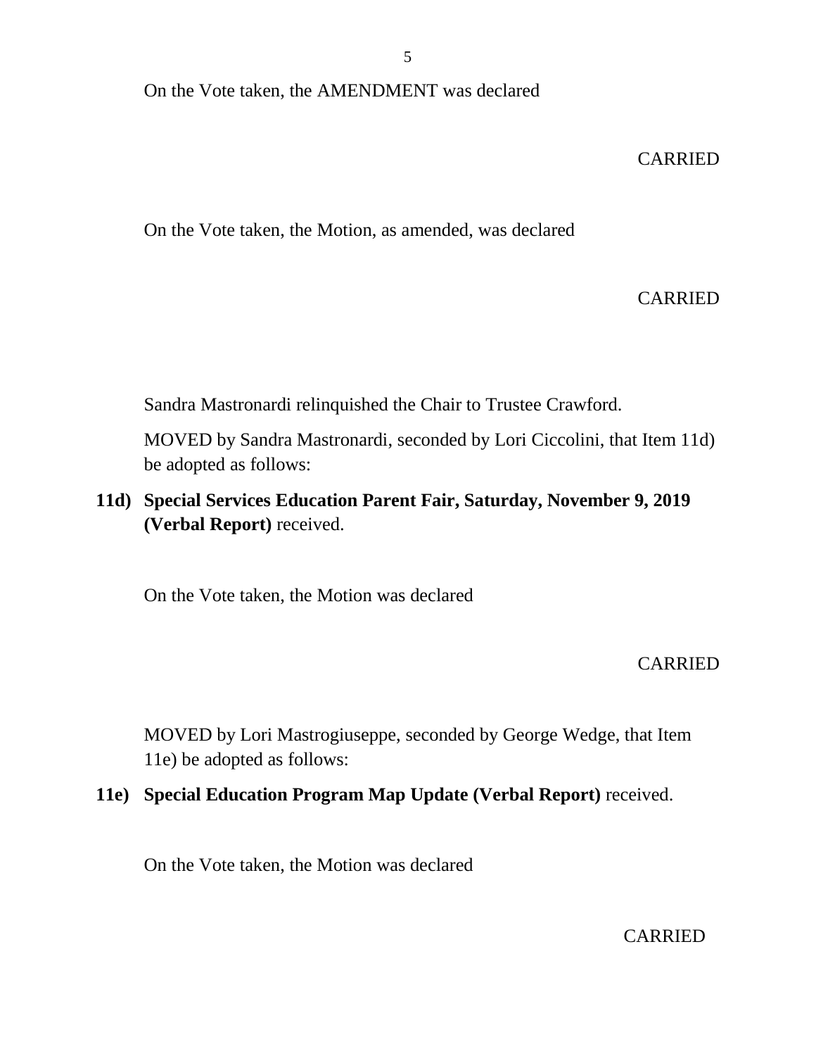On the Vote taken, the AMENDMENT was declared

CARRIED

On the Vote taken, the Motion, as amended, was declared

CARRIED

Sandra Mastronardi relinquished the Chair to Trustee Crawford.

MOVED by Sandra Mastronardi, seconded by Lori Ciccolini, that Item 11d) be adopted as follows:

**11d) Special Services Education Parent Fair, Saturday, November 9, 2019 (Verbal Report)** received.

On the Vote taken, the Motion was declared

CARRIED

MOVED by Lori Mastrogiuseppe, seconded by George Wedge, that Item 11e) be adopted as follows:

**11e) Special Education Program Map Update (Verbal Report)** received.

On the Vote taken, the Motion was declared

CARRIED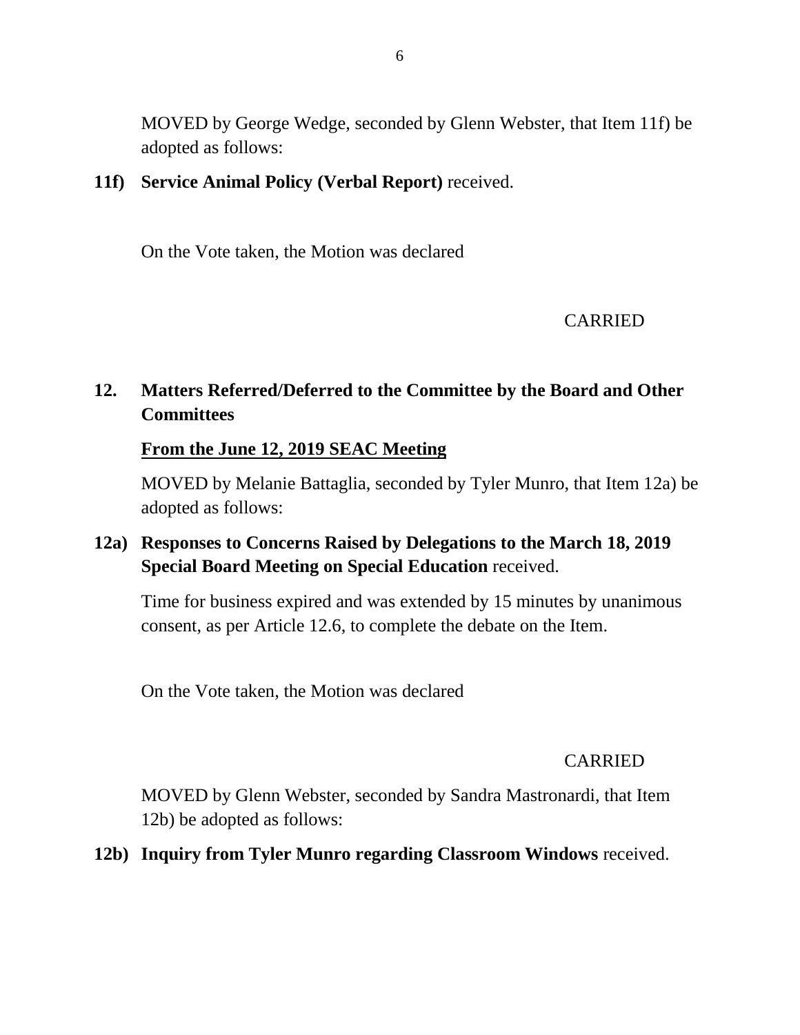MOVED by George Wedge, seconded by Glenn Webster, that Item 11f) be adopted as follows:

**11f) Service Animal Policy (Verbal Report)** received.

On the Vote taken, the Motion was declared

CARRIED

## 12. Matters Referred/Deferred to the Committee by the Board and Other Committees

**From the June 12, 2019 SEAC Meeting**

MOVED by Melanie Battaglia, seconded by Tyler Munro, that Item 12a) be adopted as follows:

**12a) Responses to Concerns Raised by Delegations to the March 18, 2019 Special Board Meeting on Special Education** received.

Time for business expired and was extended by 15 minutes by unanimous consent, as per Article 12.6, to complete the debate on the Item.

On the Vote taken, the Motion was declared

CARRIED

MOVED by Glenn Webster, seconded by Sandra Mastronardi, that Item 12b) be adopted as follows:

**12b) Inquiry from Tyler Munro regarding Classroom Windows** received.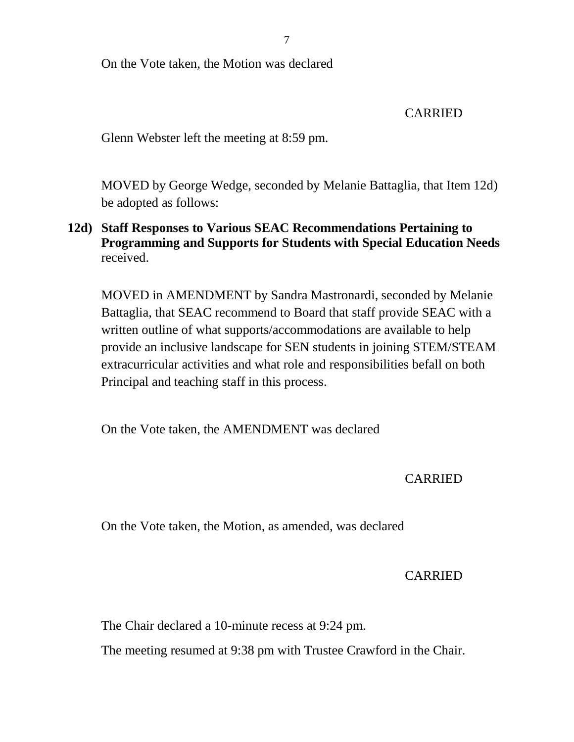On the Vote taken, the Motion was declared

CARRIED

Glenn Webster left the meeting at 8:59 pm.

MOVED by George Wedge, seconded by Melanie Battaglia, that Item 12d) be adopted as follows:

**12d) Staff Responses to Various SEAC Recommendations Pertaining to Programming and Supports for Students with Special Education Needs** received.

MOVED in AMENDMENT by Sandra Mastronardi, seconded by Melanie Battaglia, that SEAC recommend to Board that staff provide SEAC with a written outline of what supports/accommodations are available to help provide an inclusive landscape for SEN students in joining STEM/STEAM extracurricular activities and what role and responsibilities befall on both Principal and teaching staff in this process.

On the Vote taken, the AMENDMENT was declared

CARRIED

On the Vote taken, the Motion, as amended, was declared

CARRIED

The Chair declared a 10-minute recess at 9:24 pm.

The meeting resumed at 9:38 pm with Trustee Crawford in the Chair.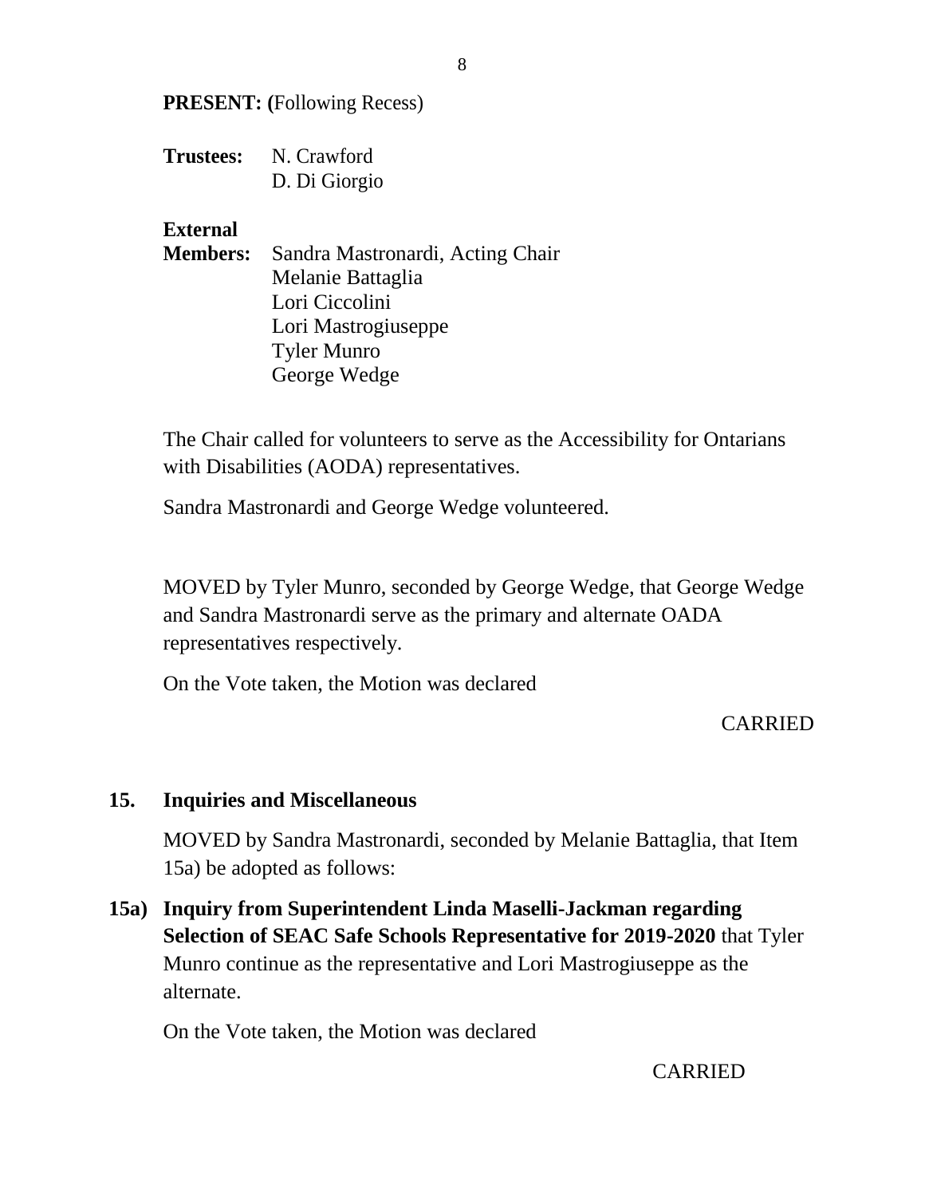**PRESENT: (**Following Recess)

**Trustees:** N. Crawford
D. Di Giorgio

**External Members:** Sandra Mastronardi, Acting Chair
Melanie Battaglia
Lori Ciccolini
Lori Mastrogiuseppe
Tyler Munro
George Wedge

The Chair called for volunteers to serve as the Accessibility for Ontarians with Disabilities (AODA) representatives.

Sandra Mastronardi and George Wedge volunteered.

MOVED by Tyler Munro, seconded by George Wedge, that George Wedge and Sandra Mastronardi serve as the primary and alternate OADA representatives respectively.

On the Vote taken, the Motion was declared

CARRIED

## 15. Inquiries and Miscellaneous

MOVED by Sandra Mastronardi, seconded by Melanie Battaglia, that Item 15a) be adopted as follows:

**15a) Inquiry from Superintendent Linda Maselli-Jackman regarding Selection of SEAC Safe Schools Representative for 2019-2020** that Tyler Munro continue as the representative and Lori Mastrogiuseppe as the alternate.

On the Vote taken, the Motion was declared

CARRIED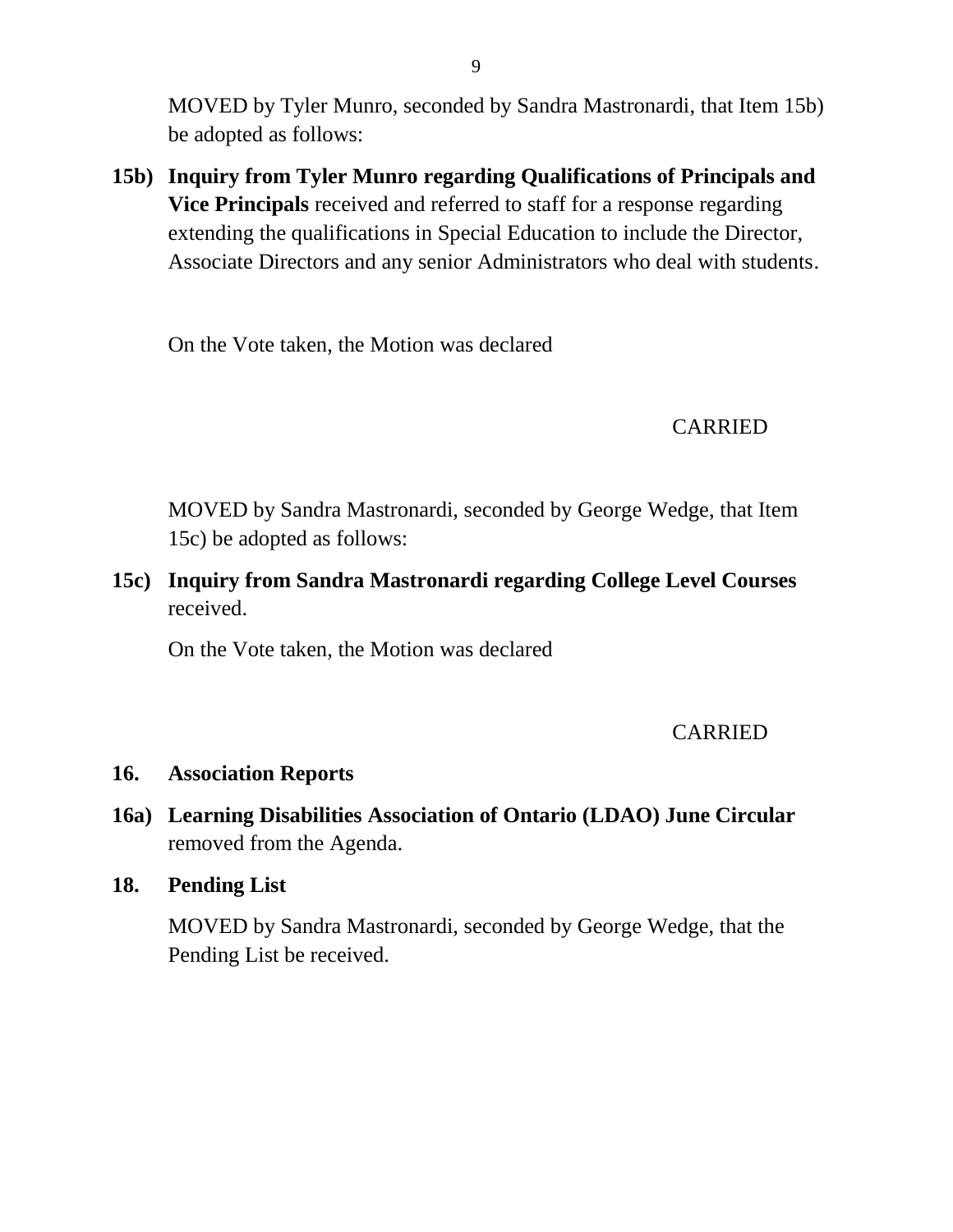MOVED by Tyler Munro, seconded by Sandra Mastronardi, that Item 15b) be adopted as follows:

**15b) Inquiry from Tyler Munro regarding Qualifications of Principals and Vice Principals** received and referred to staff for a response regarding extending the qualifications in Special Education to include the Director, Associate Directors and any senior Administrators who deal with students.

On the Vote taken, the Motion was declared

CARRIED

MOVED by Sandra Mastronardi, seconded by George Wedge, that Item 15c) be adopted as follows:

**15c) Inquiry from Sandra Mastronardi regarding College Level Courses** received.

On the Vote taken, the Motion was declared

CARRIED

**16. Association Reports**

**16a) Learning Disabilities Association of Ontario (LDAO) June Circular** removed from the Agenda.

**18. Pending List**

MOVED by Sandra Mastronardi, seconded by George Wedge, that the Pending List be received.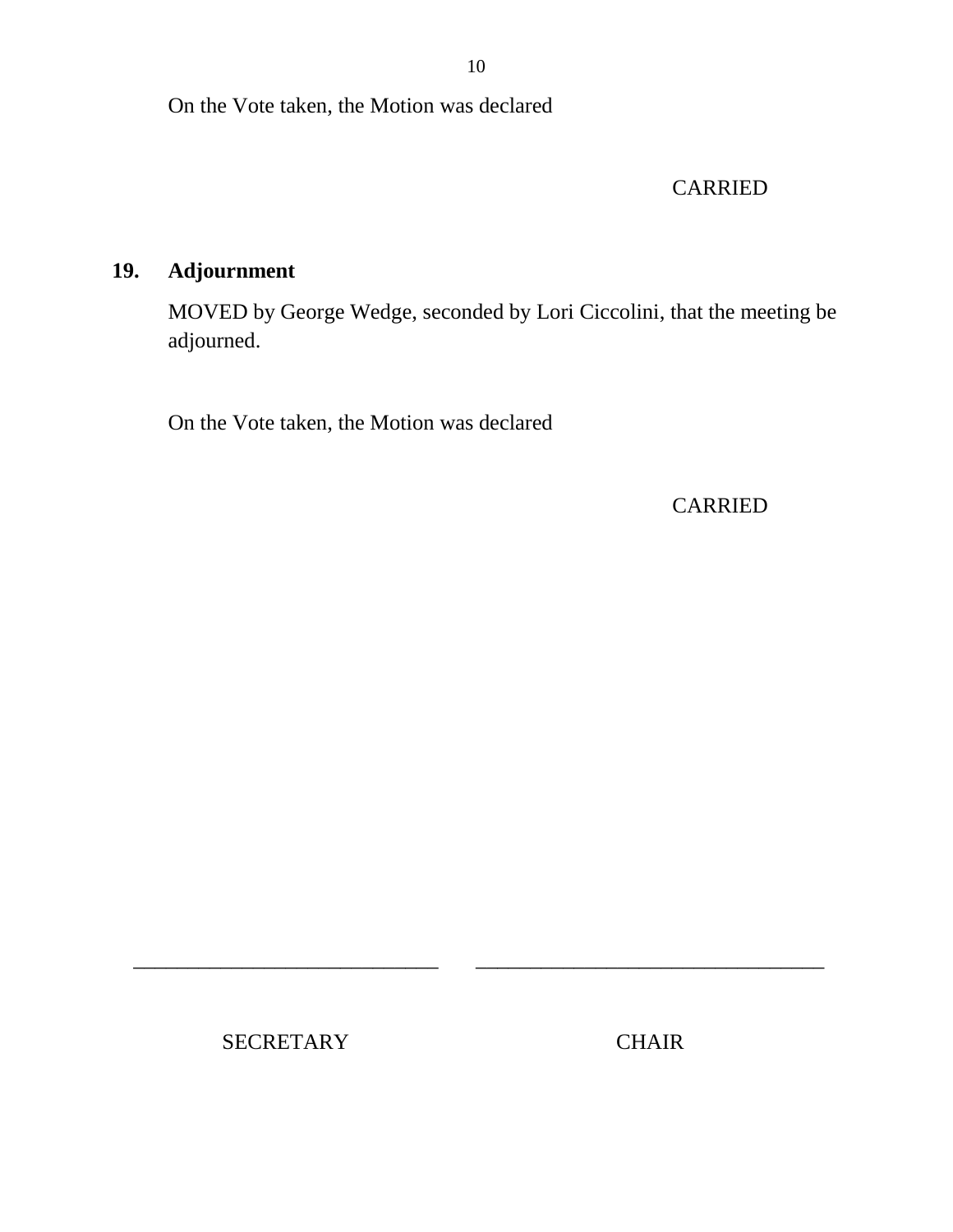On the Vote taken, the Motion was declared

CARRIED

**19. Adjournment**

MOVED by George Wedge, seconded by Lori Ciccolini, that the meeting be adjourned.

On the Vote taken, the Motion was declared

CARRIED

_____________________________ _________________________________

SECRETARY CHAIR